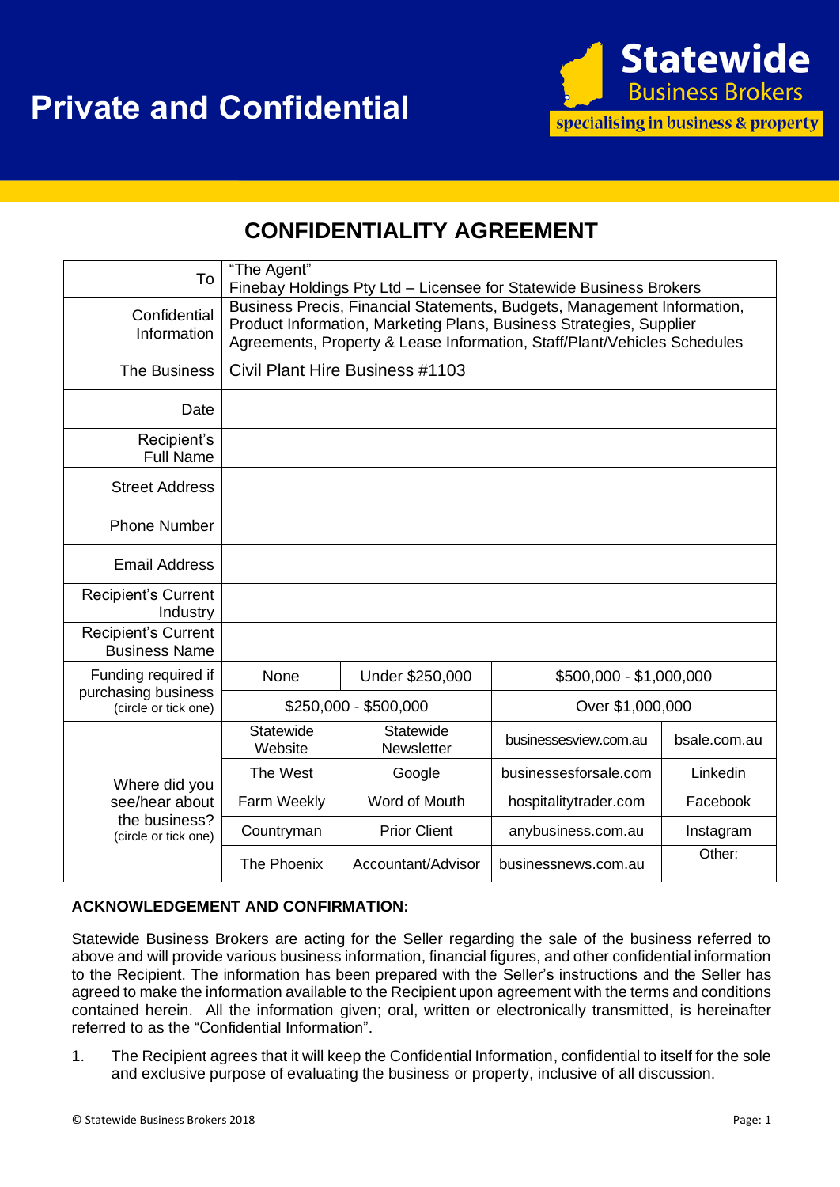# Private and Confidential

Statewide Business Brokers
specialising in business & property

## CONFIDENTIALITY AGREEMENT

| | | | | |
|---|---|---|---|---|
| To | "The Agent" Finebay Holdings Pty Ltd – Licensee for Statewide Business Brokers | | | |
| Confidential Information | Business Precis, Financial Statements, Budgets, Management Information, Product Information, Marketing Plans, Business Strategies, Supplier Agreements, Property & Lease Information, Staff/Plant/Vehicles Schedules | | | |
| The Business | Civil Plant Hire Business #1103 | | | |
| Date | | | | |
| Recipient's Full Name | | | | |
| Street Address | | | | |
| Phone Number | | | | |
| Email Address | | | | |
| Recipient's Current Industry | | | | |
| Recipient's Current Business Name | | | | |
| Funding required if purchasing business (circle or tick one) | None | Under $250,000 | $500,000 - $1,000,000 | |
| | $250,000 - $500,000 | | Over $1,000,000 | |
| Where did you see/hear about the business? (circle or tick one) | Statewide Website | Statewide Newsletter | businessesview.com.au | bsale.com.au |
| | The West | Google | businessesforsale.com | Linkedin |
| | Farm Weekly | Word of Mouth | hospitalitytrader.com | Facebook |
| | Countryman | Prior Client | anybusiness.com.au | Instagram |
| | The Phoenix | Accountant/Advisor | businessnews.com.au | Other: |

**ACKNOWLEDGEMENT AND CONFIRMATION:**

Statewide Business Brokers are acting for the Seller regarding the sale of the business referred to above and will provide various business information, financial figures, and other confidential information to the Recipient. The information has been prepared with the Seller's instructions and the Seller has agreed to make the information available to the Recipient upon agreement with the terms and conditions contained herein. All the information given; oral, written or electronically transmitted, is hereinafter referred to as the "Confidential Information".

1. The Recipient agrees that it will keep the Confidential Information, confidential to itself for the sole and exclusive purpose of evaluating the business or property, inclusive of all discussion.

© Statewide Business Brokers 2018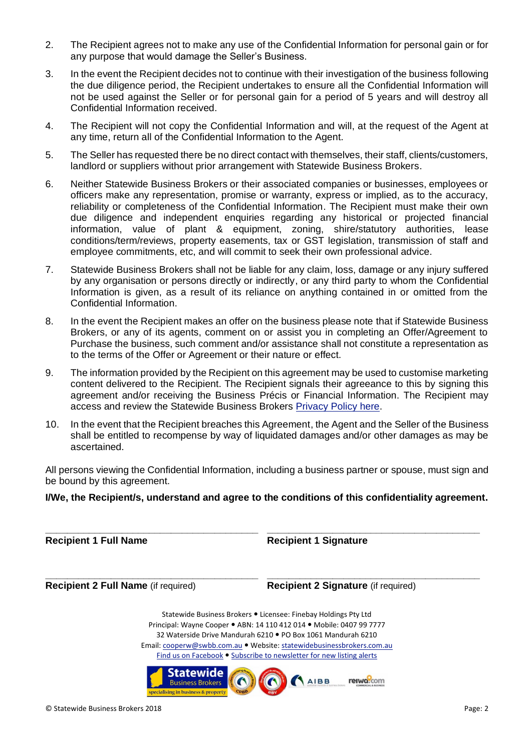2. The Recipient agrees not to make any use of the Confidential Information for personal gain or for any purpose that would damage the Seller's Business.

3. In the event the Recipient decides not to continue with their investigation of the business following the due diligence period, the Recipient undertakes to ensure all the Confidential Information will not be used against the Seller or for personal gain for a period of 5 years and will destroy all Confidential Information received.

4. The Recipient will not copy the Confidential Information and will, at the request of the Agent at any time, return all of the Confidential Information to the Agent.

5. The Seller has requested there be no direct contact with themselves, their staff, clients/customers, landlord or suppliers without prior arrangement with Statewide Business Brokers.

6. Neither Statewide Business Brokers or their associated companies or businesses, employees or officers make any representation, promise or warranty, express or implied, as to the accuracy, reliability or completeness of the Confidential Information. The Recipient must make their own due diligence and independent enquiries regarding any historical or projected financial information, value of plant & equipment, zoning, shire/statutory authorities, lease conditions/term/reviews, property easements, tax or GST legislation, transmission of staff and employee commitments, etc, and will commit to seek their own professional advice.

7. Statewide Business Brokers shall not be liable for any claim, loss, damage or any injury suffered by any organisation or persons directly or indirectly, or any third party to whom the Confidential Information is given, as a result of its reliance on anything contained in or omitted from the Confidential Information.

8. In the event the Recipient makes an offer on the business please note that if Statewide Business Brokers, or any of its agents, comment on or assist you in completing an Offer/Agreement to Purchase the business, such comment and/or assistance shall not constitute a representation as to the terms of the Offer or Agreement or their nature or effect.

9. The information provided by the Recipient on this agreement may be used to customise marketing content delivered to the Recipient. The Recipient signals their agreeance to this by signing this agreement and/or receiving the Business Précis or Financial Information. The Recipient may access and review the Statewide Business Brokers Privacy Policy here.

10. In the event that the Recipient breaches this Agreement, the Agent and the Seller of the Business shall be entitled to recompense by way of liquidated damages and/or other damages as may be ascertained.

All persons viewing the Confidential Information, including a business partner or spouse, must sign and be bound by this agreement.

**I/We, the Recipient/s, understand and agree to the conditions of this confidentiality agreement.**

| | |
|---|---|
| ______________________________ | ______________________________ |
| **Recipient 1 Full Name** | **Recipient 1 Signature** |
| ______________________________ | ______________________________ |
| **Recipient 2 Full Name** (if required) | **Recipient 2 Signature** (if required) |

Statewide Business Brokers • Licensee: Finebay Holdings Pty Ltd
Principal: Wayne Cooper • ABN: 14 110 412 014 • Mobile: 0407 99 7777
32 Waterside Drive Mandurah 6210 • PO Box 1061 Mandurah 6210
Email: cooperw@swbb.com.au • Website: statewidebusinessbrokers.com.au
Find us on Facebook • Subscribe to newsletter for new listing alerts

© Statewide Business Brokers 2018